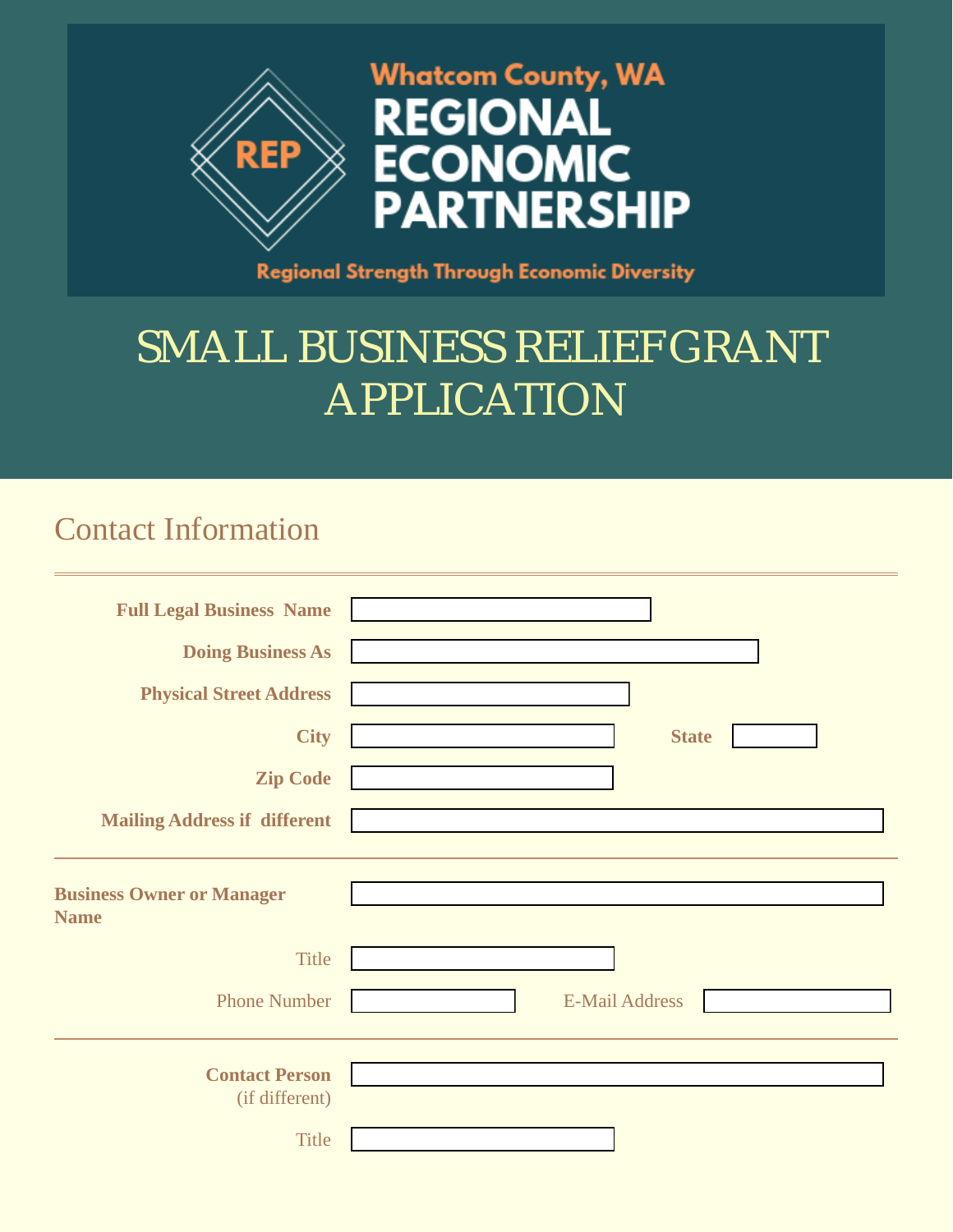Whatcom County, WA

REGIONAL ECONOMIC PARTNERSHIP

REP

Regional Strength Through Economic Diversity

# SMALL BUSINESS RELIEF GRANT APPLICATION

## Contact Information

**Full Legal Business Name**

**Doing Business As**

**Physical Street Address**

**City** **State**

**Zip Code**

**Mailing Address if different**

---

**Business Owner or Manager Name**

Title

Phone Number E-Mail Address

---

**Contact Person** (if different)

Title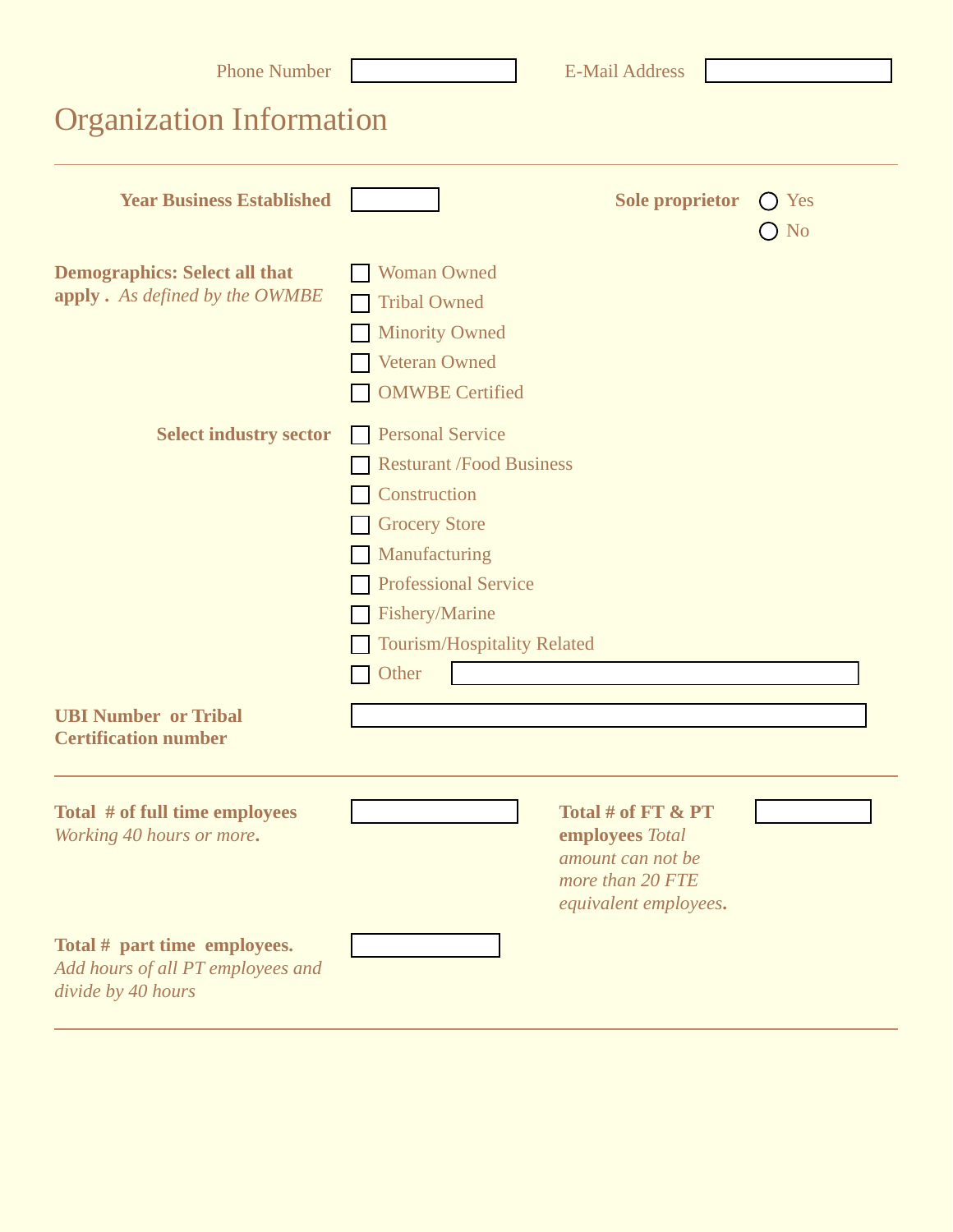Phone Number ______ E-Mail Address ______

## Organization Information

---

**Year Business Established** ______ **Sole proprietor** ○ Yes ○ No

**Demographics: Select all that apply .** *As defined by the OWMBE*

- ☐ Woman Owned
- ☐ Tribal Owned
- ☐ Minority Owned
- ☐ Veteran Owned
- ☐ OMWBE Certified

**Select industry sector**

- ☐ Personal Service
- ☐ Resturant /Food Business
- ☐ Construction
- ☐ Grocery Store
- ☐ Manufacturing
- ☐ Professional Service
- ☐ Fishery/Marine
- ☐ Tourism/Hospitality Related
- ☐ Other ______

**UBI Number or Tribal Certification number** ______

---

**Total # of full time employees** *Working 40 hours or more*. ______

**Total # of FT & PT employees** *Total amount can not be more than 20 FTE equivalent employees*. ______

**Total # part time employees.** *Add hours of all PT employees and divide by 40 hours* ______

---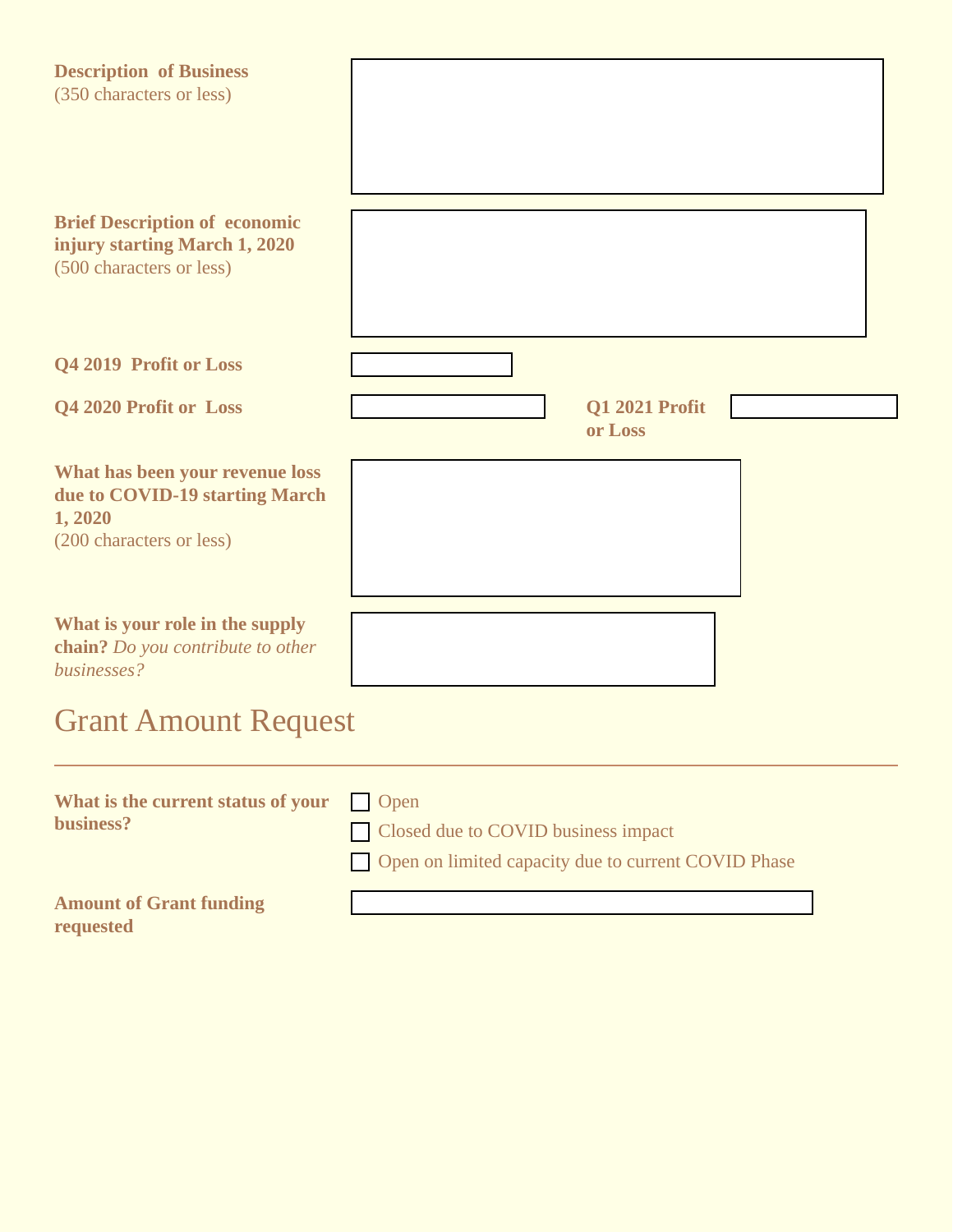**Description of Business**
(350 characters or less)

**Brief Description of economic injury starting March 1, 2020**
(500 characters or less)

**Q4 2019 Profit or Loss**

**Q4 2020 Profit or Loss**

**Q1 2021 Profit or Loss**

**What has been your revenue loss due to COVID-19 starting March 1, 2020**
(200 characters or less)

**What is your role in the supply chain?** *Do you contribute to other businesses?*

## Grant Amount Request

---

**What is the current status of your business?**

- ☐ Open
- ☐ Closed due to COVID business impact
- ☐ Open on limited capacity due to current COVID Phase

**Amount of Grant funding requested**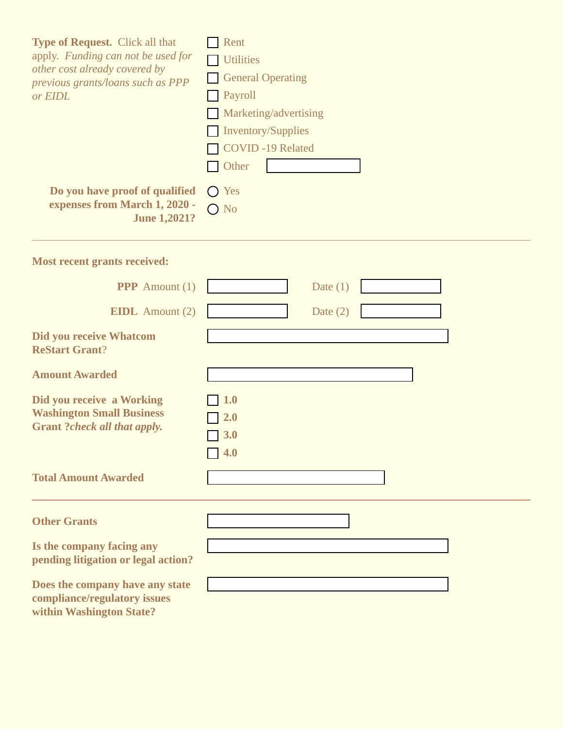**Type of Request.** Click all that apply. *Funding can not be used for other cost already covered by previous grants/loans such as PPP or EIDL*

- ☐ Rent
- ☐ Utilities
- ☐ General Operating
- ☐ Payroll
- ☐ Marketing/advertising
- ☐ Inventory/Supplies
- ☐ COVID -19 Related
- ☐ Other ______

**Do you have proof of qualified expenses from March 1, 2020 - June 1,2021?**

- ○ Yes
- ○ No

---

**Most recent grants received:**

**PPP** Amount (1) ______ Date (1) ______

**EIDL** Amount (2) ______ Date (2) ______

**Did you receive Whatcom ReStart Grant**? ______

**Amount Awarded** ______

**Did you receive a Working Washington Small Business Grant ?***check all that apply.*

- ☐ **1.0**
- ☐ **2.0**
- ☐ **3.0**
- ☐ **4.0**

**Total Amount Awarded** ______

---

**Other Grants** ______

**Is the company facing any pending litigation or legal action?** ______

**Does the company have any state compliance/regulatory issues within Washington State?** ______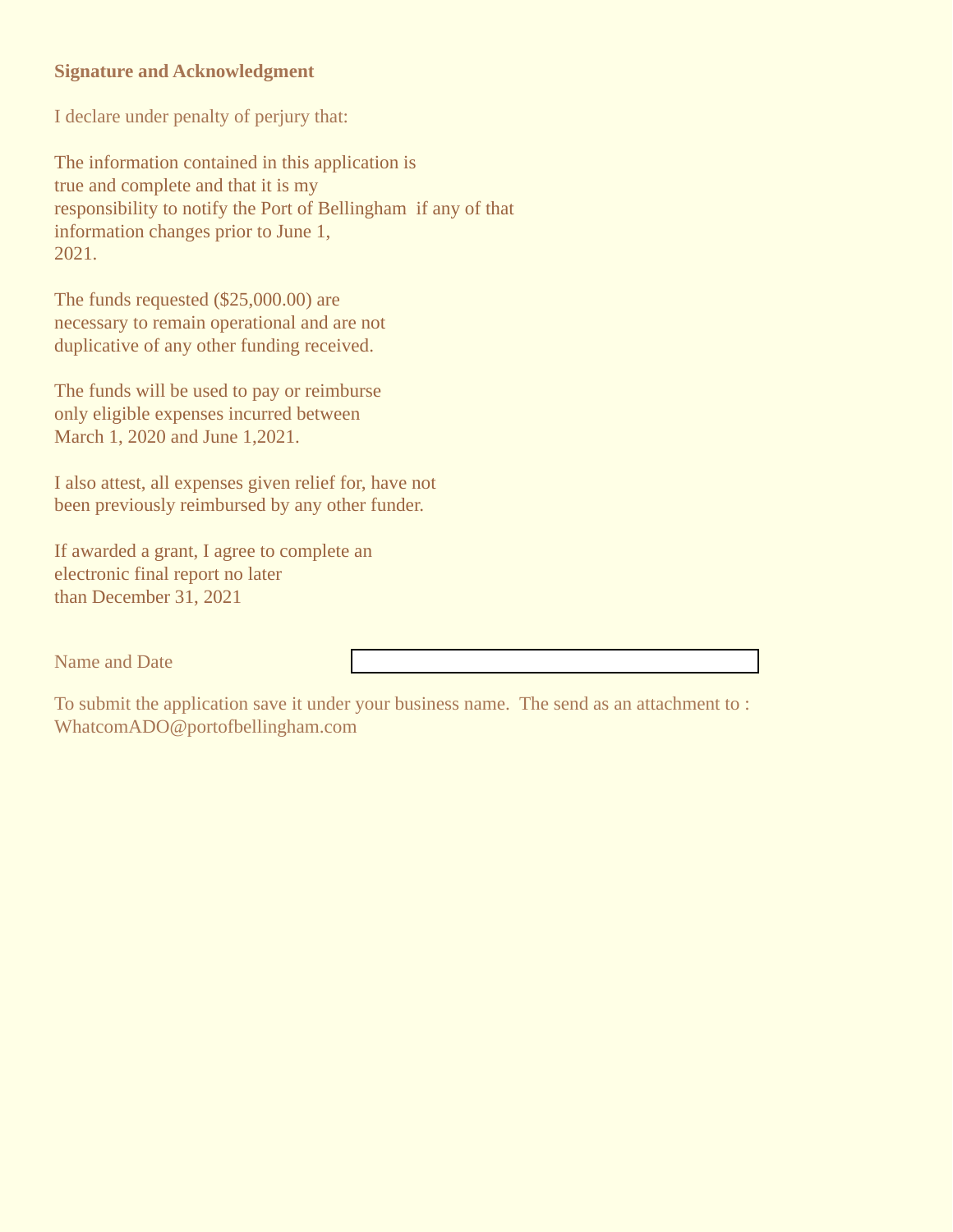**Signature and Acknowledgment**

I declare under penalty of perjury that:

The information contained in this application is true and complete and that it is my responsibility to notify the Port of Bellingham if any of that information changes prior to June 1, 2021.

The funds requested ($25,000.00) are necessary to remain operational and are not duplicative of any other funding received.

The funds will be used to pay or reimburse only eligible expenses incurred between March 1, 2020 and June 1,2021.

I also attest, all expenses given relief for, have not been previously reimbursed by any other funder.

If awarded a grant, I agree to complete an electronic final report no later than December 31, 2021

Name and Date

To submit the application save it under your business name. The send as an attachment to : WhatcomADO@portofbellingham.com